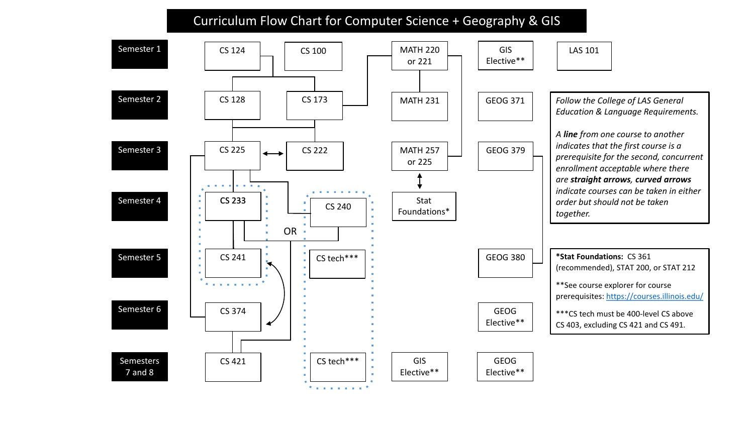# Curriculum Flow Chart for Computer Science + Geography & GIS

| Semester | | | | | |
|---|---|---|---|---|---|
| Semester 1 | CS 124 | CS 100 | MATH 220 or 221 | GIS Elective** | LAS 101 |
| Semester 2 | CS 128 | CS 173 | MATH 231 | GEOG 371 | |
| Semester 3 | CS 225 | CS 222 | MATH 257 or 225 | GEOG 379 | |
| Semester 4 | CS 233 | CS 240 | Stat Foundations* | | |
| Semester 5 | CS 241 | CS tech*** | | GEOG 380 | |
| Semester 6 | CS 374 | | | GEOG Elective** | |
| Semesters 7 and 8 | CS 421 | CS tech*** | GIS Elective** | GEOG Elective** | |

OR

*Follow the College of LAS General Education & Language Requirements.*

*A **line** from one course to another indicates that the first course is a prerequisite for the second, concurrent enrollment acceptable where there are **straight arrows**, **curved arrows** indicate courses can be taken in either order but should not be taken together.*

**\*Stat Foundations:** CS 361 (recommended), STAT 200, or STAT 212

**See course explorer for course prerequisites: https://courses.illinois.edu/

***CS tech must be 400-level CS above CS 403, excluding CS 421 and CS 491.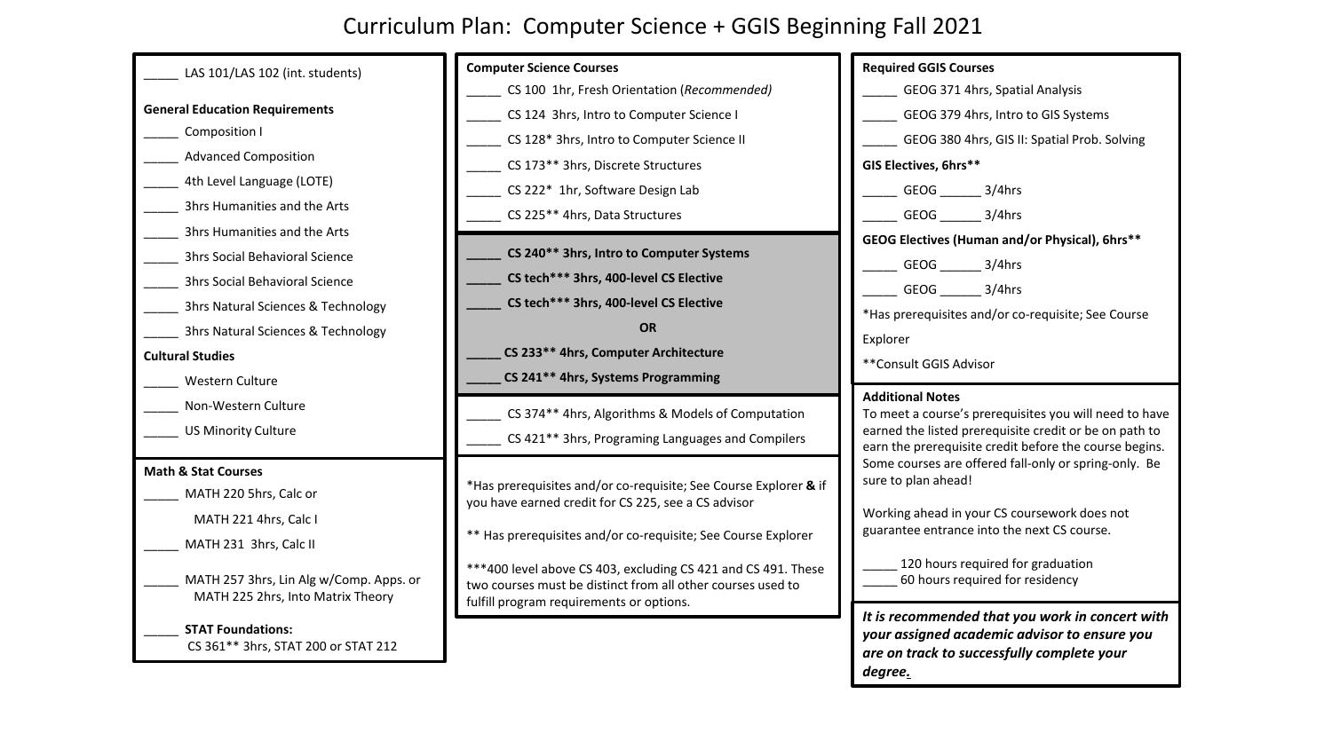# Curriculum Plan: Computer Science + GGIS Beginning Fall 2021

_____ LAS 101/LAS 102 (int. students)

**General Education Requirements**

_____ Composition I
_____ Advanced Composition
_____ 4th Level Language (LOTE)
_____ 3hrs Humanities and the Arts
_____ 3hrs Humanities and the Arts
_____ 3hrs Social Behavioral Science
_____ 3hrs Social Behavioral Science
_____ 3hrs Natural Sciences & Technology
_____ 3hrs Natural Sciences & Technology

**Cultural Studies**

_____ Western Culture
_____ Non-Western Culture
_____ US Minority Culture

**Math & Stat Courses**

_____ MATH 220 5hrs, Calc or
MATH 221 4hrs, Calc I
_____ MATH 231 3hrs, Calc II
_____ MATH 257 3hrs, Lin Alg w/Comp. Apps. or MATH 225 2hrs, Into Matrix Theory
_____ **STAT Foundations:** CS 361** 3hrs, STAT 200 or STAT 212

**Computer Science Courses**

_____ CS 100 1hr, Fresh Orientation (*Recommended)*
_____ CS 124 3hrs, Intro to Computer Science I
_____ CS 128* 3hrs, Intro to Computer Science II
_____ CS 173** 3hrs, Discrete Structures
_____ CS 222* 1hr, Software Design Lab
_____ CS 225** 4hrs, Data Structures

**_____ CS 240** 3hrs, Intro to Computer Systems**
**_____ CS tech*** 3hrs, 400-level CS Elective**
**_____ CS tech*** 3hrs, 400-level CS Elective**

**OR**

**_____ CS 233** 4hrs, Computer Architecture**
**_____ CS 241** 4hrs, Systems Programming**

_____ CS 374** 4hrs, Algorithms & Models of Computation
_____ CS 421** 3hrs, Programing Languages and Compilers

*Has prerequisites and/or co-requisite; See Course Explorer **&** if you have earned credit for CS 225, see a CS advisor

** Has prerequisites and/or co-requisite; See Course Explorer

***400 level above CS 403, excluding CS 421 and CS 491. These two courses must be distinct from all other courses used to fulfill program requirements or options.

**Required GGIS Courses**

_____ GEOG 371 4hrs, Spatial Analysis
_____ GEOG 379 4hrs, Intro to GIS Systems
_____ GEOG 380 4hrs, GIS II: Spatial Prob. Solving

**GIS Electives, 6hrs****

_____ GEOG ______ 3/4hrs
_____ GEOG ______ 3/4hrs

**GEOG Electives (Human and/or Physical), 6hrs****

_____ GEOG ______ 3/4hrs
_____ GEOG ______ 3/4hrs

*Has prerequisites and/or co-requisite; See Course Explorer

**Consult GGIS Advisor

**Additional Notes**

To meet a course's prerequisites you will need to have earned the listed prerequisite credit or be on path to earn the prerequisite credit before the course begins. Some courses are offered fall-only or spring-only. Be sure to plan ahead!

Working ahead in your CS coursework does not guarantee entrance into the next CS course.

_____ 120 hours required for graduation
_____ 60 hours required for residency

***It is recommended that you work in concert with your assigned academic advisor to ensure you are on track to successfully complete your degree.***